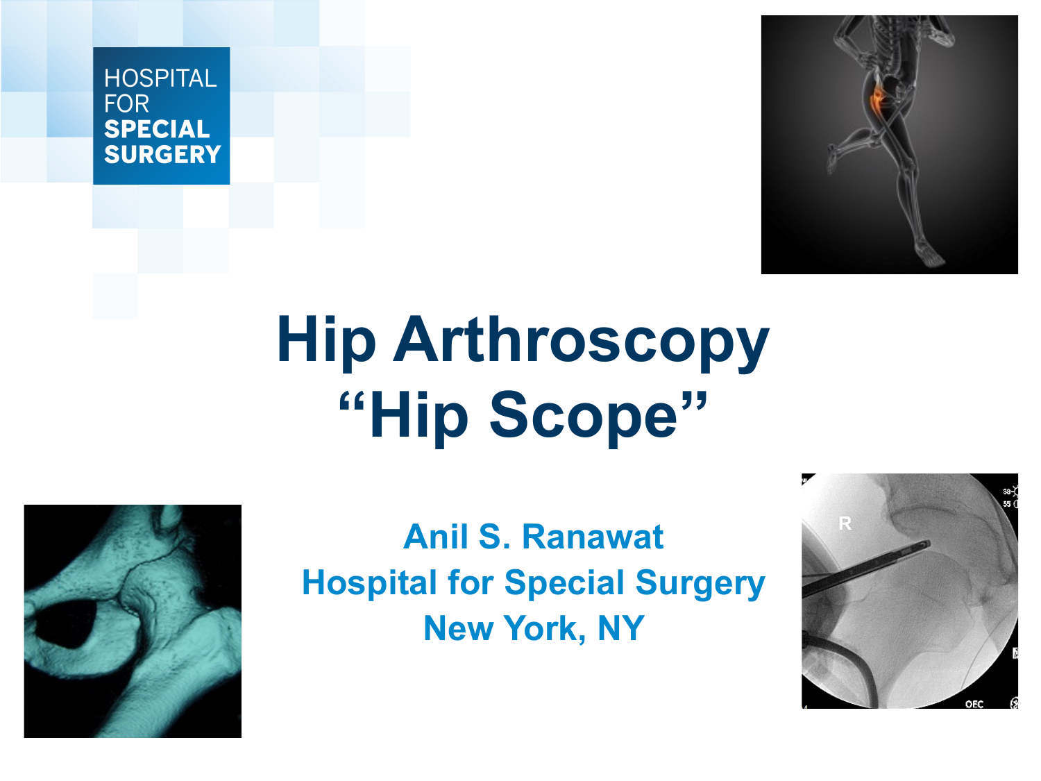HOSPITAL FOR **SPECIAL SURGERY**

# Hip Arthroscopy
# "Hip Scope"

**Anil S. Ranawat**
**Hospital for Special Surgery**
**New York, NY**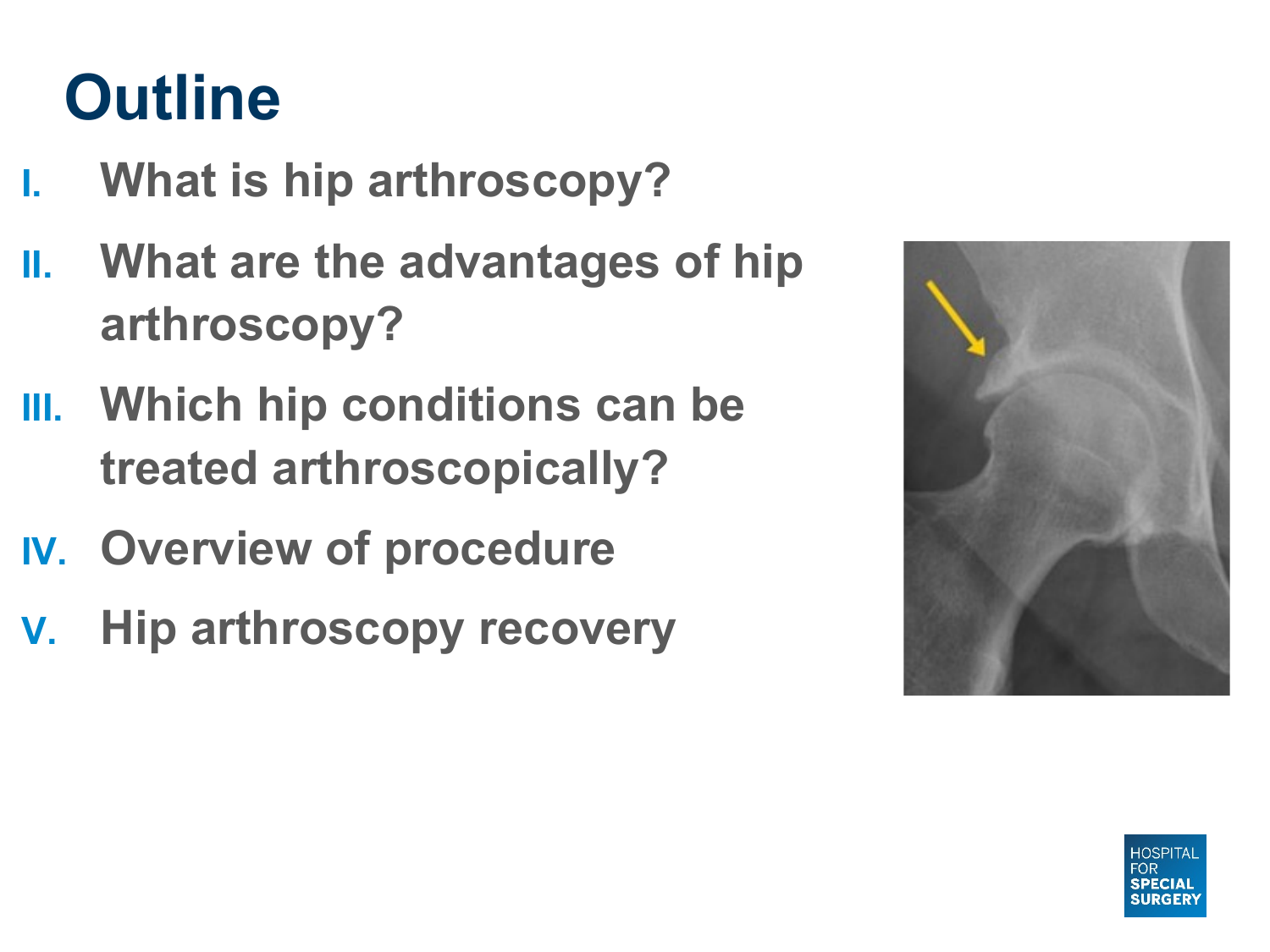# Outline

I. What is hip arthroscopy?
II. What are the advantages of hip arthroscopy?
III. Which hip conditions can be treated arthroscopically?
IV. Overview of procedure
V. Hip arthroscopy recovery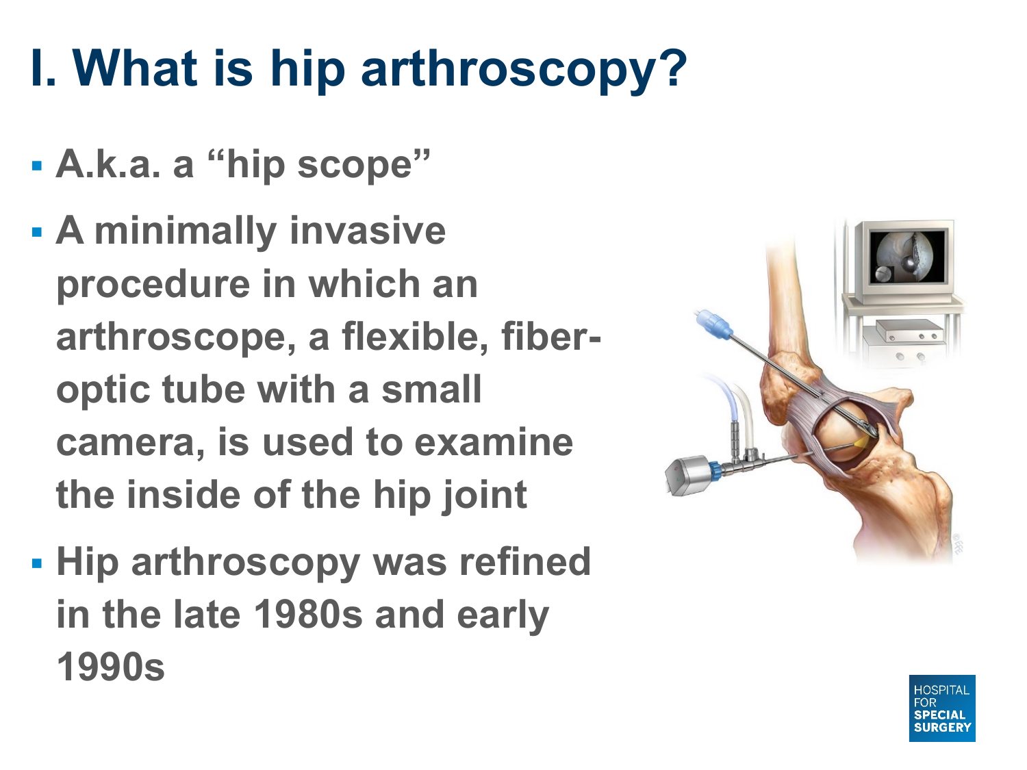# I. What is hip arthroscopy?

- **A.k.a. a "hip scope"**
- **A minimally invasive procedure in which an arthroscope, a flexible, fiber-optic tube with a small camera, is used to examine the inside of the hip joint**
- **Hip arthroscopy was refined in the late 1980s and early 1990s**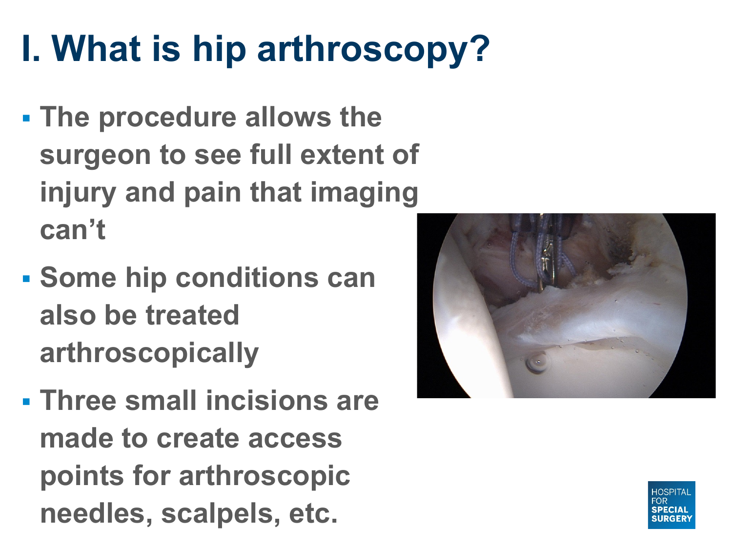# I. What is hip arthroscopy?

- **The procedure allows the surgeon to see full extent of injury and pain that imaging can't**
- **Some hip conditions can also be treated arthroscopically**
- **Three small incisions are made to create access points for arthroscopic needles, scalpels, etc.**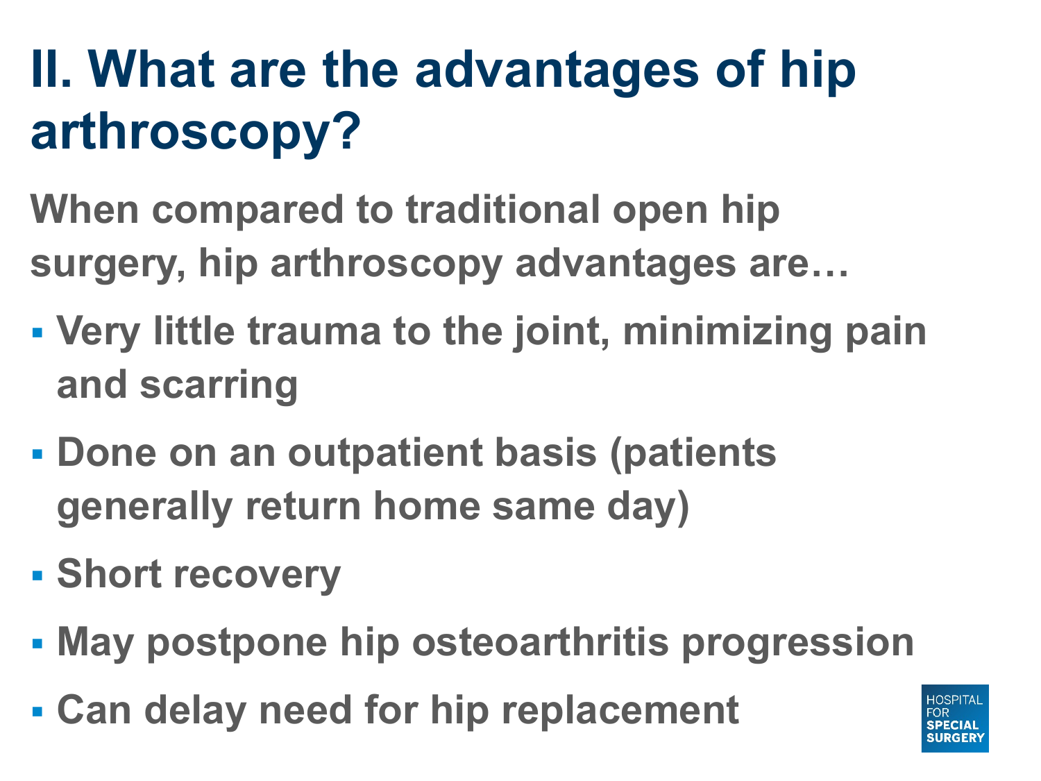# II. What are the advantages of hip arthroscopy?

**When compared to traditional open hip surgery, hip arthroscopy advantages are…**

- **Very little trauma to the joint, minimizing pain and scarring**
- **Done on an outpatient basis (patients generally return home same day)**
- **Short recovery**
- **May postpone hip osteoarthritis progression**
- **Can delay need for hip replacement**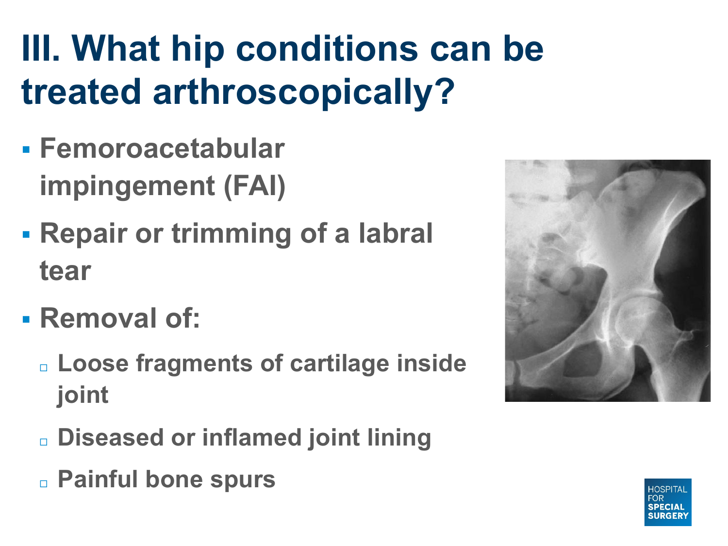# III. What hip conditions can be treated arthroscopically?

- Femoroacetabular impingement (FAI)
- Repair or trimming of a labral tear
- Removal of:
  - Loose fragments of cartilage inside joint
  - Diseased or inflamed joint lining
  - Painful bone spurs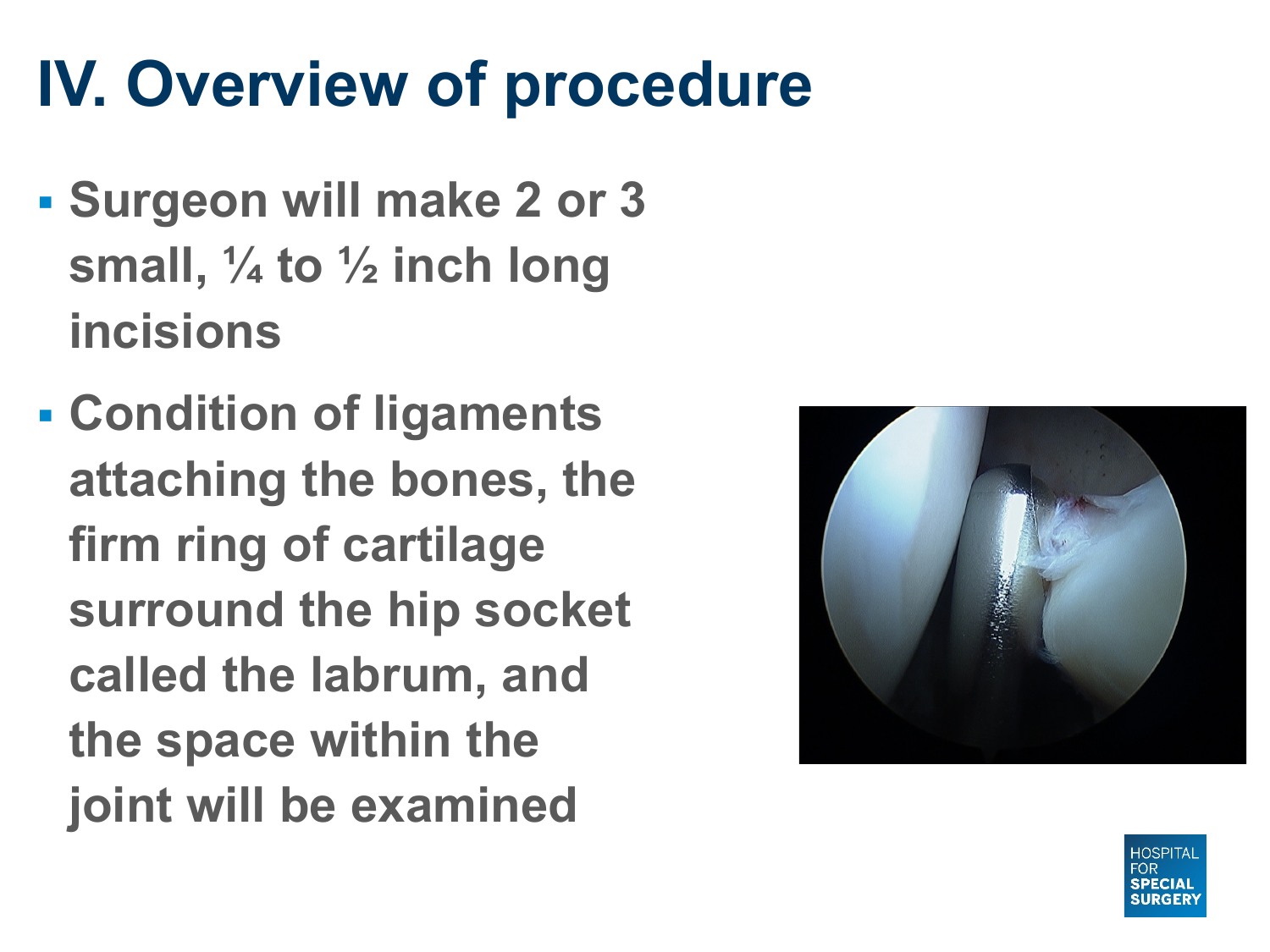# IV. Overview of procedure

- **Surgeon will make 2 or 3 small, ¼ to ½ inch long incisions**
- **Condition of ligaments attaching the bones, the firm ring of cartilage surround the hip socket called the labrum, and the space within the joint will be examined**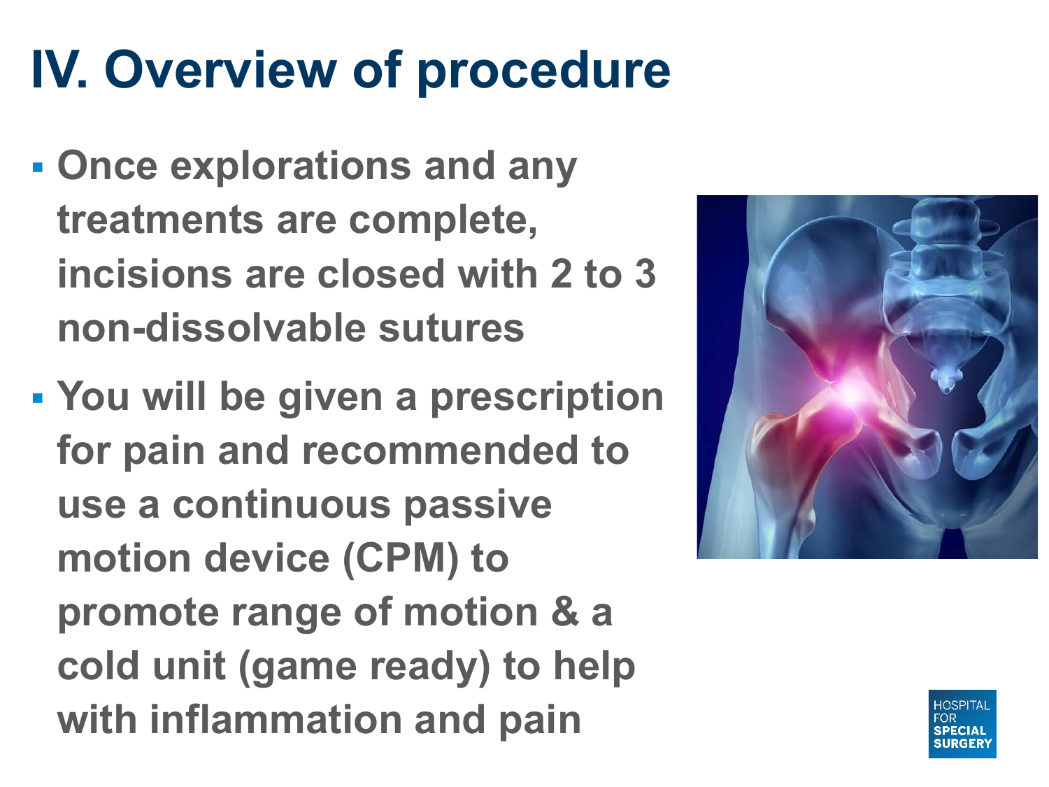# IV. Overview of procedure

- Once explorations and any treatments are complete, incisions are closed with 2 to 3 non-dissolvable sutures
- You will be given a prescription for pain and recommended to use a continuous passive motion device (CPM) to promote range of motion & a cold unit (game ready) to help with inflammation and pain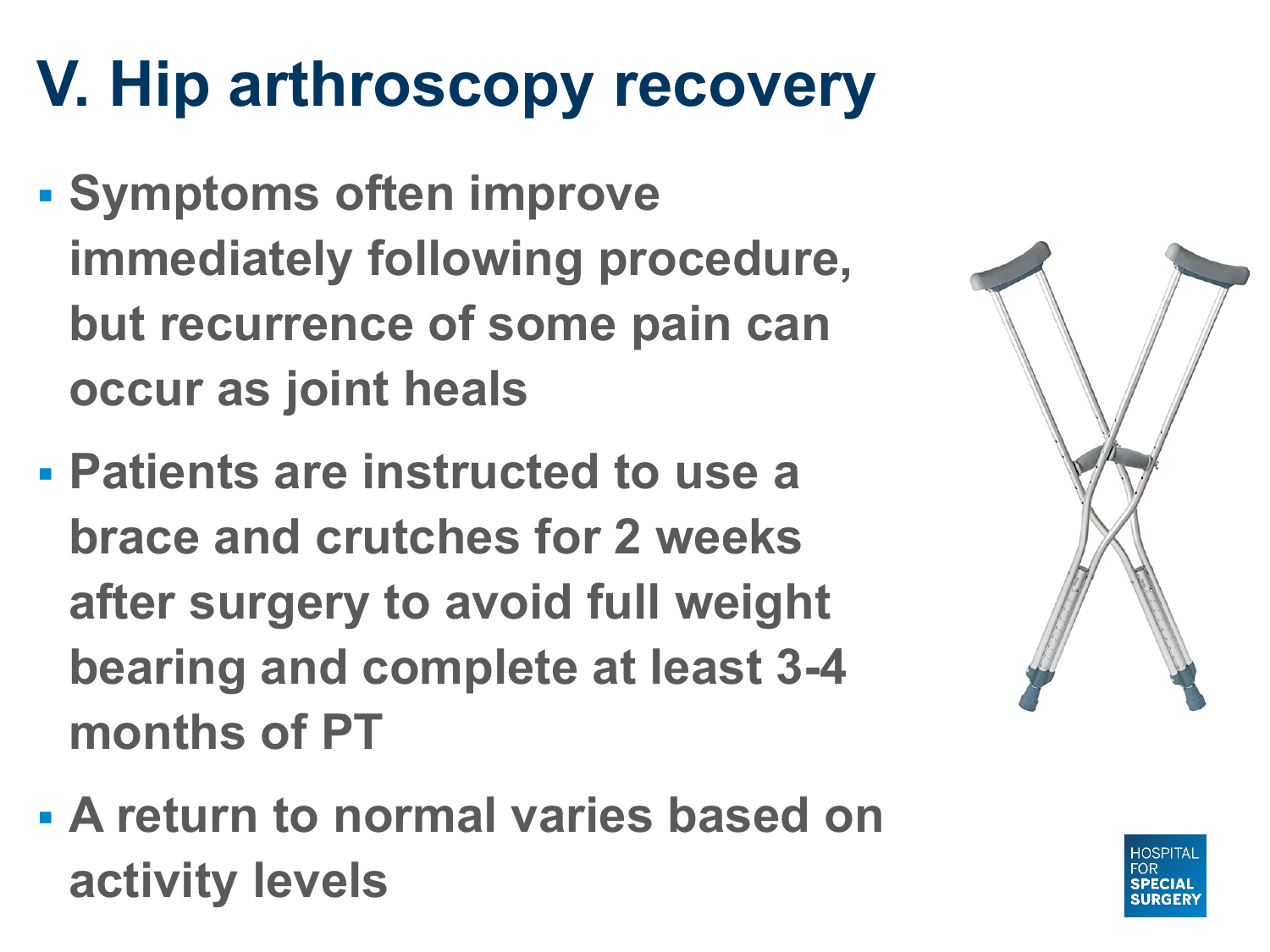# V. Hip arthroscopy recovery

- Symptoms often improve immediately following procedure, but recurrence of some pain can occur as joint heals
- Patients are instructed to use a brace and crutches for 2 weeks after surgery to avoid full weight bearing and complete at least 3-4 months of PT
- A return to normal varies based on activity levels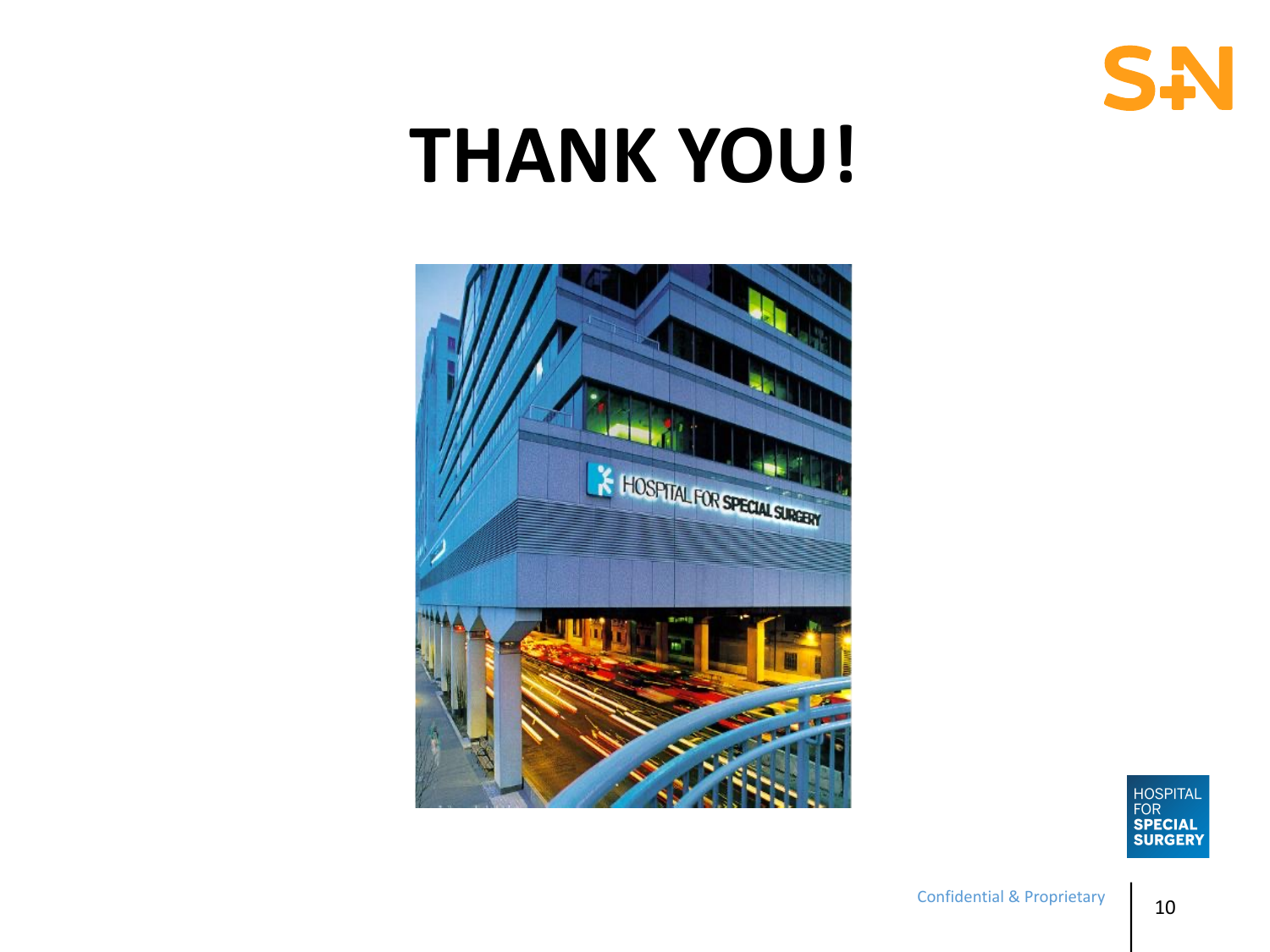# THANK YOU!

Confidential & Proprietary